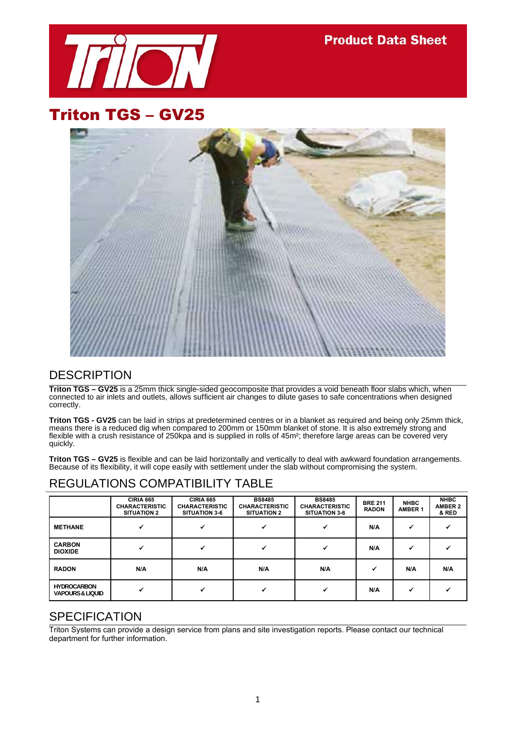**Product Data Sheet**

# Triton TGS – GV25

## DESCRIPTION

**Triton TGS – GV25** is a 25mm thick single-sided geocomposite that provides a void beneath floor slabs which, when connected to air inlets and outlets, allows sufficient air changes to dilute gases to safe concentrations when designed correctly.

**Triton TGS - GV25** can be laid in strips at predetermined centres or in a blanket as required and being only 25mm thick, means there is a reduced dig when compared to 200mm or 150mm blanket of stone. It is also extremely strong and flexible with a crush resistance of 250kpa and is supplied in rolls of 45m²; therefore large areas can be covered very quickly.

**Triton TGS – GV25** is flexible and can be laid horizontally and vertically to deal with awkward foundation arrangements. Because of its flexibility, it will cope easily with settlement under the slab without compromising the system.

## REGULATIONS COMPATIBILITY TABLE

| | CIRIA 665 CHARACTERISTIC SITUATION 2 | CIRIA 665 CHARACTERISTIC SITUATION 3-6 | BS8485 CHARACTERISTIC SITUATION 2 | BS8485 CHARACTERISTIC SITUATION 3-6 | BRE 211 RADON | NHBC AMBER 1 | NHBC AMBER 2 & RED |
|---|---|---|---|---|---|---|---|
| **METHANE** | ✔ | ✔ | ✔ | ✔ | N/A | ✔ | ✔ |
| **CARBON DIOXIDE** | ✔ | ✔ | ✔ | ✔ | N/A | ✔ | ✔ |
| **RADON** | N/A | N/A | N/A | N/A | ✔ | N/A | N/A |
| **HYDROCARBON VAPOURS & LIQUID** | ✔ | ✔ | ✔ | ✔ | N/A | ✔ | ✔ |

## SPECIFICATION

Triton Systems can provide a design service from plans and site investigation reports. Please contact our technical department for further information.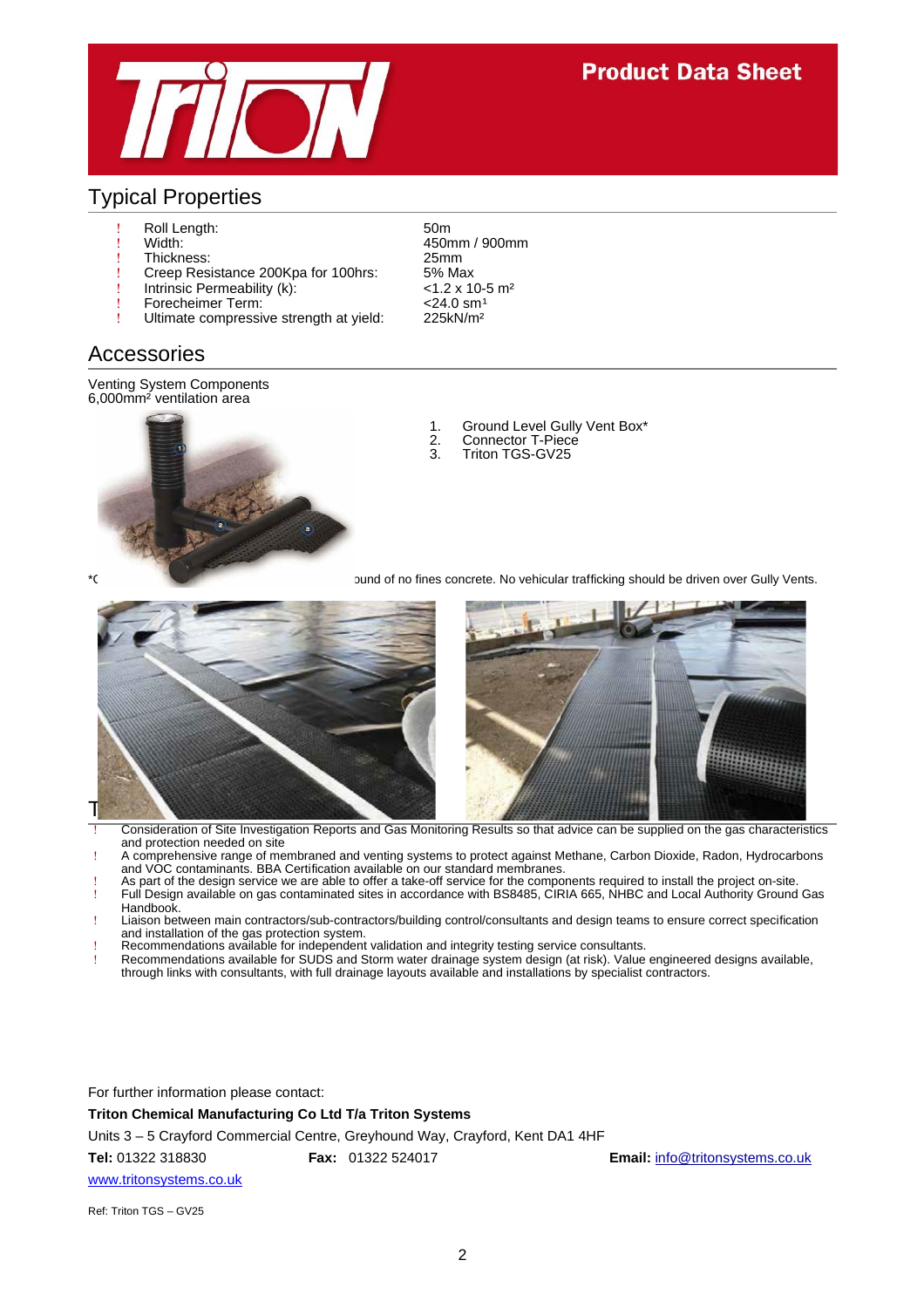## Typical Properties

| | |
|---|---|
| Roll Length: | 50m |
| Width: | 450mm / 900mm |
| Thickness: | 25mm |
| Creep Resistance 200Kpa for 100hrs: | 5% Max |
| Intrinsic Permeability (k): | <1.2 x 10-5 m² |
| Forecheimer Term: | <24.0 sm¹ |
| Ultimate compressive strength at yield: | 225kN/m² |

## Accessories

Venting System Components
6,000mm² ventilation area

1. Ground Level Gully Vent Box*
2. Connector T-Piece
3. Triton TGS-GV25

*( ound of no fines concrete. No vehicular trafficking should be driven over Gully Vents.

T

- Consideration of Site Investigation Reports and Gas Monitoring Results so that advice can be supplied on the gas characteristics and protection needed on site
- A comprehensive range of membraned and venting systems to protect against Methane, Carbon Dioxide, Radon, Hydrocarbons and VOC contaminants. BBA Certification available on our standard membranes.
- As part of the design service we are able to offer a take-off service for the components required to install the project on-site.
- Full Design available on gas contaminated sites in accordance with BS8485, CIRIA 665, NHBC and Local Authority Ground Gas Handbook.
- Liaison between main contractors/sub-contractors/building control/consultants and design teams to ensure correct specification and installation of the gas protection system.
- Recommendations available for independent validation and integrity testing service consultants.
- Recommendations available for SUDS and Storm water drainage system design (at risk). Value engineered designs available, through links with consultants, with full drainage layouts available and installations by specialist contractors.

For further information please contact:

**Triton Chemical Manufacturing Co Ltd T/a Triton Systems**

Units 3 – 5 Crayford Commercial Centre, Greyhound Way, Crayford, Kent DA1 4HF

**Tel:** 01322 318830 **Fax:** 01322 524017 **Email:** info@tritonsystems.co.uk

www.tritonsystems.co.uk

Ref: Triton TGS – GV25